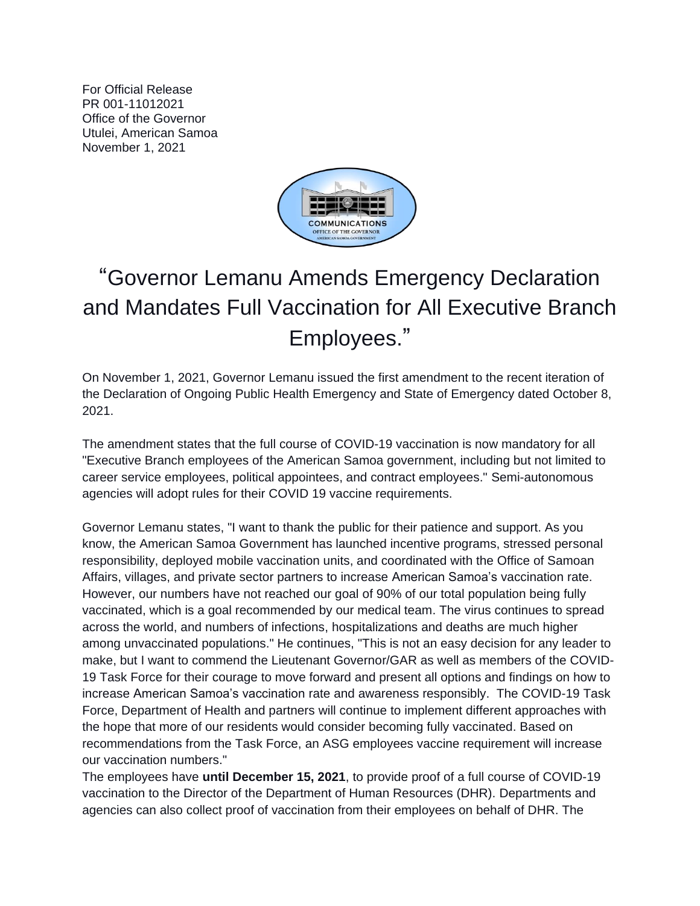For Official Release
PR 001-11012021
Office of the Governor
Utulei, American Samoa
November 1, 2021

# “Governor Lemanu Amends Emergency Declaration and Mandates Full Vaccination for All Executive Branch Employees.”

On November 1, 2021, Governor Lemanu issued the first amendment to the recent iteration of the Declaration of Ongoing Public Health Emergency and State of Emergency dated October 8, 2021.

The amendment states that the full course of COVID-19 vaccination is now mandatory for all "Executive Branch employees of the American Samoa government, including but not limited to career service employees, political appointees, and contract employees." Semi-autonomous agencies will adopt rules for their COVID 19 vaccine requirements.

Governor Lemanu states, "I want to thank the public for their patience and support. As you know, the American Samoa Government has launched incentive programs, stressed personal responsibility, deployed mobile vaccination units, and coordinated with the Office of Samoan Affairs, villages, and private sector partners to increase American Samoa’s vaccination rate. However, our numbers have not reached our goal of 90% of our total population being fully vaccinated, which is a goal recommended by our medical team. The virus continues to spread across the world, and numbers of infections, hospitalizations and deaths are much higher among unvaccinated populations." He continues, "This is not an easy decision for any leader to make, but I want to commend the Lieutenant Governor/GAR as well as members of the COVID-19 Task Force for their courage to move forward and present all options and findings on how to increase American Samoa’s vaccination rate and awareness responsibly. The COVID-19 Task Force, Department of Health and partners will continue to implement different approaches with the hope that more of our residents would consider becoming fully vaccinated. Based on recommendations from the Task Force, an ASG employees vaccine requirement will increase our vaccination numbers."

The employees have **until December 15, 2021**, to provide proof of a full course of COVID-19 vaccination to the Director of the Department of Human Resources (DHR). Departments and agencies can also collect proof of vaccination from their employees on behalf of DHR. The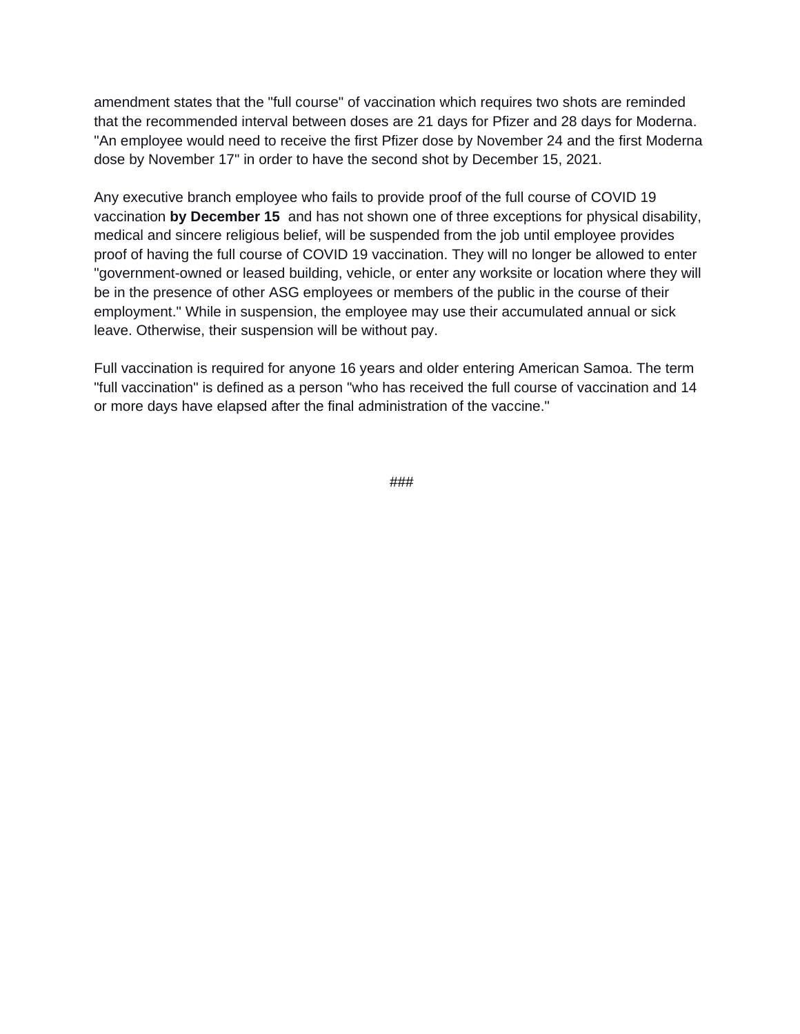amendment states that the "full course" of vaccination which requires two shots are reminded that the recommended interval between doses are 21 days for Pfizer and 28 days for Moderna. "An employee would need to receive the first Pfizer dose by November 24 and the first Moderna dose by November 17" in order to have the second shot by December 15, 2021.

Any executive branch employee who fails to provide proof of the full course of COVID 19 vaccination **by December 15** and has not shown one of three exceptions for physical disability, medical and sincere religious belief, will be suspended from the job until employee provides proof of having the full course of COVID 19 vaccination. They will no longer be allowed to enter "government-owned or leased building, vehicle, or enter any worksite or location where they will be in the presence of other ASG employees or members of the public in the course of their employment." While in suspension, the employee may use their accumulated annual or sick leave. Otherwise, their suspension will be without pay.

Full vaccination is required for anyone 16 years and older entering American Samoa. The term "full vaccination" is defined as a person "who has received the full course of vaccination and 14 or more days have elapsed after the final administration of the vaccine."

###